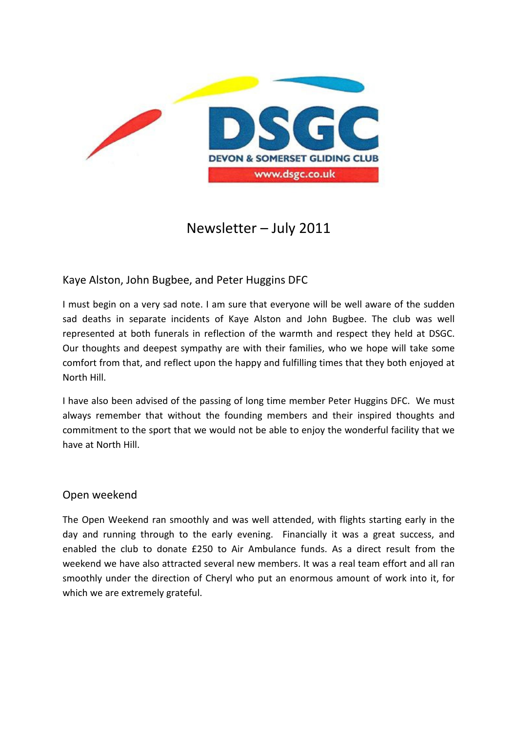DSGC

DEVON & SOMERSET GLIDING CLUB

www.dsgc.co.uk

# Newsletter – July 2011

## Kaye Alston, John Bugbee, and Peter Huggins DFC

I must begin on a very sad note. I am sure that everyone will be well aware of the sudden sad deaths in separate incidents of Kaye Alston and John Bugbee. The club was well represented at both funerals in reflection of the warmth and respect they held at DSGC. Our thoughts and deepest sympathy are with their families, who we hope will take some comfort from that, and reflect upon the happy and fulfilling times that they both enjoyed at North Hill.

I have also been advised of the passing of long time member Peter Huggins DFC. We must always remember that without the founding members and their inspired thoughts and commitment to the sport that we would not be able to enjoy the wonderful facility that we have at North Hill.

## Open weekend

The Open Weekend ran smoothly and was well attended, with flights starting early in the day and running through to the early evening. Financially it was a great success, and enabled the club to donate £250 to Air Ambulance funds. As a direct result from the weekend we have also attracted several new members. It was a real team effort and all ran smoothly under the direction of Cheryl who put an enormous amount of work into it, for which we are extremely grateful.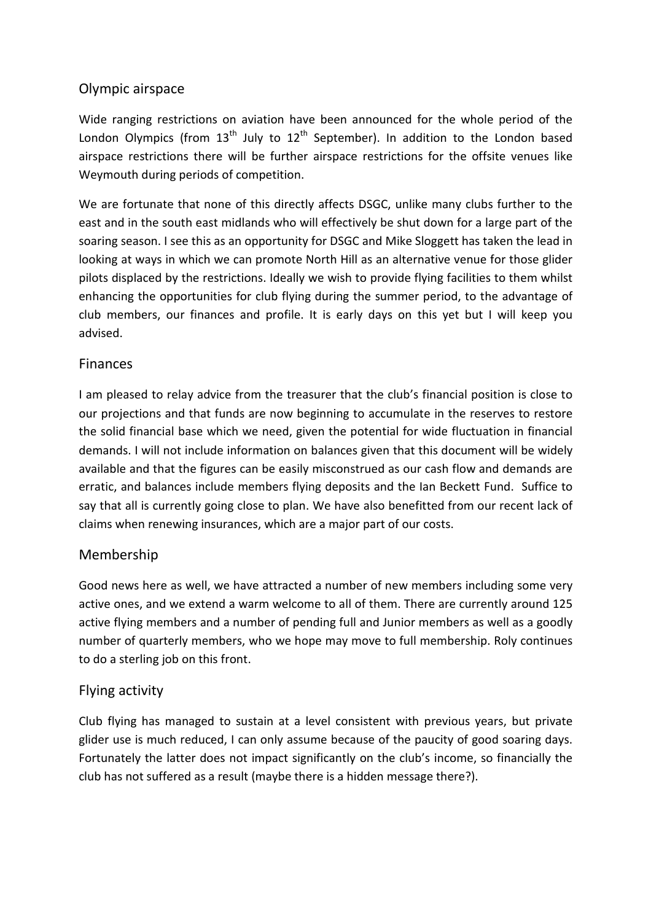## Olympic airspace

Wide ranging restrictions on aviation have been announced for the whole period of the London Olympics (from 13th July to 12th September). In addition to the London based airspace restrictions there will be further airspace restrictions for the offsite venues like Weymouth during periods of competition.

We are fortunate that none of this directly affects DSGC, unlike many clubs further to the east and in the south east midlands who will effectively be shut down for a large part of the soaring season. I see this as an opportunity for DSGC and Mike Sloggett has taken the lead in looking at ways in which we can promote North Hill as an alternative venue for those glider pilots displaced by the restrictions. Ideally we wish to provide flying facilities to them whilst enhancing the opportunities for club flying during the summer period, to the advantage of club members, our finances and profile. It is early days on this yet but I will keep you advised.

## Finances

I am pleased to relay advice from the treasurer that the club's financial position is close to our projections and that funds are now beginning to accumulate in the reserves to restore the solid financial base which we need, given the potential for wide fluctuation in financial demands. I will not include information on balances given that this document will be widely available and that the figures can be easily misconstrued as our cash flow and demands are erratic, and balances include members flying deposits and the Ian Beckett Fund. Suffice to say that all is currently going close to plan. We have also benefitted from our recent lack of claims when renewing insurances, which are a major part of our costs.

## Membership

Good news here as well, we have attracted a number of new members including some very active ones, and we extend a warm welcome to all of them. There are currently around 125 active flying members and a number of pending full and Junior members as well as a goodly number of quarterly members, who we hope may move to full membership. Roly continues to do a sterling job on this front.

## Flying activity

Club flying has managed to sustain at a level consistent with previous years, but private glider use is much reduced, I can only assume because of the paucity of good soaring days. Fortunately the latter does not impact significantly on the club's income, so financially the club has not suffered as a result (maybe there is a hidden message there?).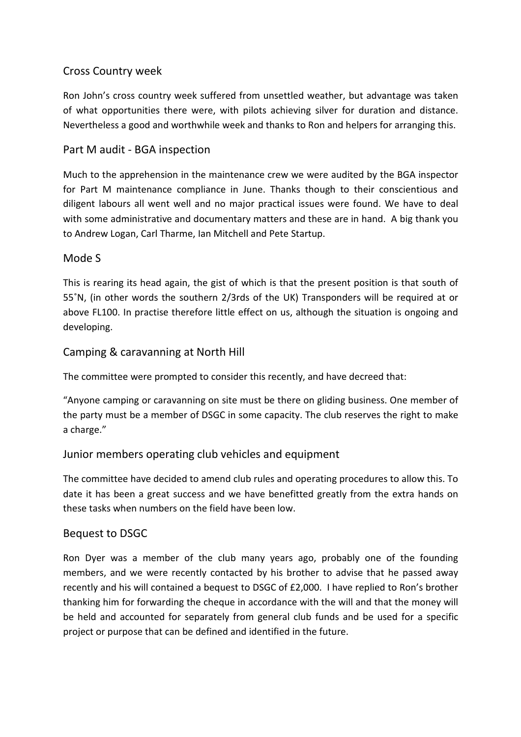## Cross Country week

Ron John's cross country week suffered from unsettled weather, but advantage was taken of what opportunities there were, with pilots achieving silver for duration and distance. Nevertheless a good and worthwhile week and thanks to Ron and helpers for arranging this.

## Part M audit - BGA inspection

Much to the apprehension in the maintenance crew we were audited by the BGA inspector for Part M maintenance compliance in June. Thanks though to their conscientious and diligent labours all went well and no major practical issues were found. We have to deal with some administrative and documentary matters and these are in hand. A big thank you to Andrew Logan, Carl Tharme, Ian Mitchell and Pete Startup.

## Mode S

This is rearing its head again, the gist of which is that the present position is that south of 55˚N, (in other words the southern 2/3rds of the UK) Transponders will be required at or above FL100. In practise therefore little effect on us, although the situation is ongoing and developing.

## Camping & caravanning at North Hill

The committee were prompted to consider this recently, and have decreed that:

"Anyone camping or caravanning on site must be there on gliding business. One member of the party must be a member of DSGC in some capacity. The club reserves the right to make a charge."

## Junior members operating club vehicles and equipment

The committee have decided to amend club rules and operating procedures to allow this. To date it has been a great success and we have benefitted greatly from the extra hands on these tasks when numbers on the field have been low.

## Bequest to DSGC

Ron Dyer was a member of the club many years ago, probably one of the founding members, and we were recently contacted by his brother to advise that he passed away recently and his will contained a bequest to DSGC of £2,000. I have replied to Ron's brother thanking him for forwarding the cheque in accordance with the will and that the money will be held and accounted for separately from general club funds and be used for a specific project or purpose that can be defined and identified in the future.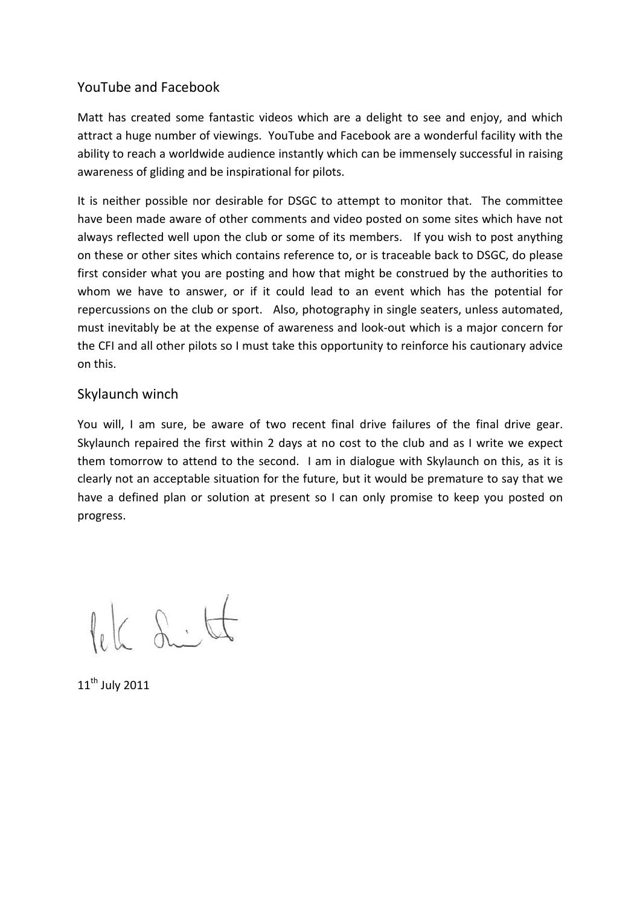## YouTube and Facebook

Matt has created some fantastic videos which are a delight to see and enjoy, and which attract a huge number of viewings. YouTube and Facebook are a wonderful facility with the ability to reach a worldwide audience instantly which can be immensely successful in raising awareness of gliding and be inspirational for pilots.

It is neither possible nor desirable for DSGC to attempt to monitor that. The committee have been made aware of other comments and video posted on some sites which have not always reflected well upon the club or some of its members. If you wish to post anything on these or other sites which contains reference to, or is traceable back to DSGC, do please first consider what you are posting and how that might be construed by the authorities to whom we have to answer, or if it could lead to an event which has the potential for repercussions on the club or sport. Also, photography in single seaters, unless automated, must inevitably be at the expense of awareness and look-out which is a major concern for the CFI and all other pilots so I must take this opportunity to reinforce his cautionary advice on this.

## Skylaunch winch

You will, I am sure, be aware of two recent final drive failures of the final drive gear. Skylaunch repaired the first within 2 days at no cost to the club and as I write we expect them tomorrow to attend to the second. I am in dialogue with Skylaunch on this, as it is clearly not an acceptable situation for the future, but it would be premature to say that we have a defined plan or solution at present so I can only promise to keep you posted on progress.

Pete Smith

11th July 2011